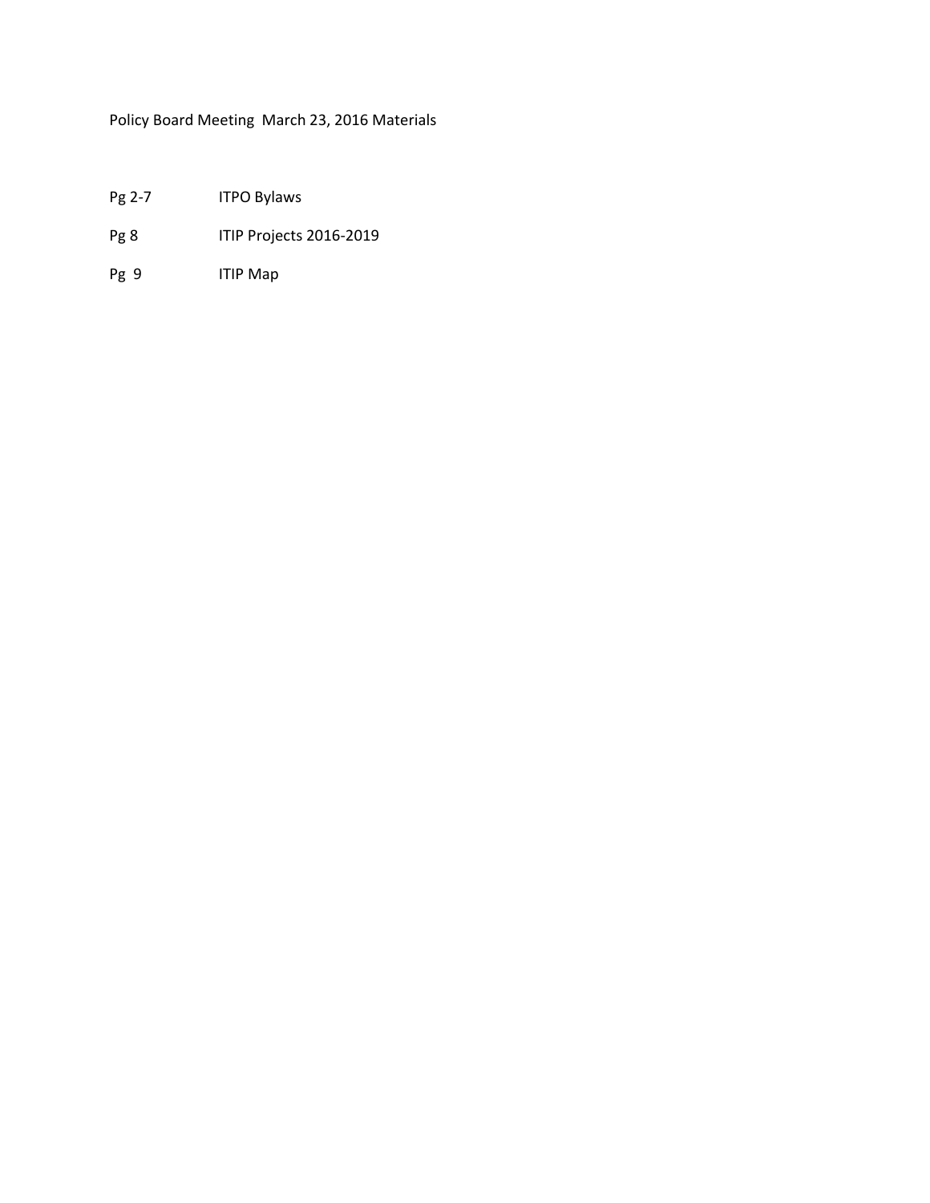Policy Board Meeting March 23, 2016 Materials

| | |
|---|---|
| Pg 2-7 | ITPO Bylaws |
| Pg 8 | ITIP Projects 2016-2019 |
| Pg 9 | ITIP Map |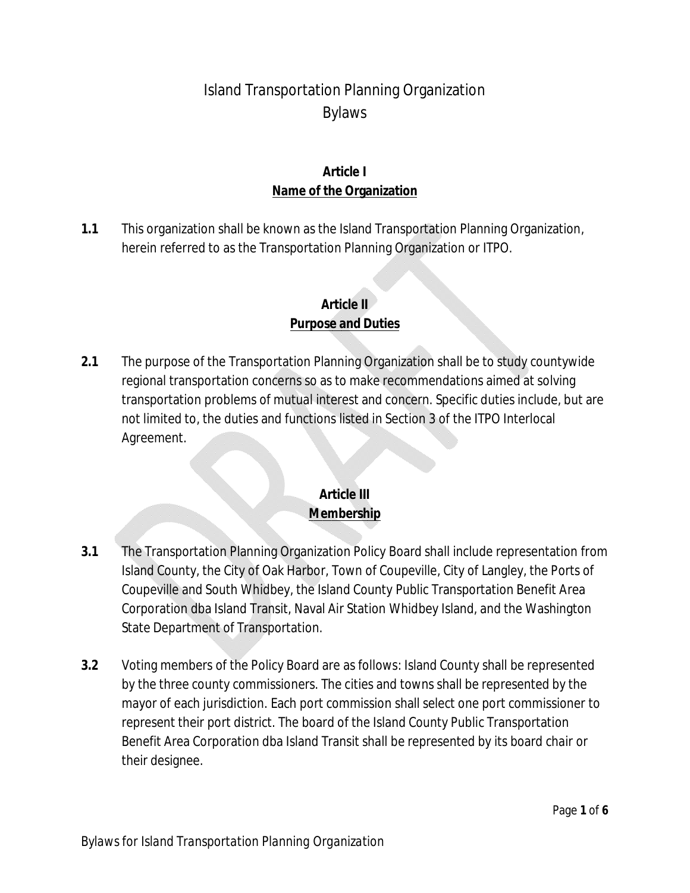# Island Transportation Planning Organization
# Bylaws

## Article I
## Name of the Organization

**1.1** This organization shall be known as the Island Transportation Planning Organization, herein referred to as the Transportation Planning Organization or ITPO.

## Article II
## Purpose and Duties

**2.1** The purpose of the Transportation Planning Organization shall be to study countywide regional transportation concerns so as to make recommendations aimed at solving transportation problems of mutual interest and concern. Specific duties include, but are not limited to, the duties and functions listed in Section 3 of the ITPO Interlocal Agreement.

## Article III
## Membership

**3.1** The Transportation Planning Organization Policy Board shall include representation from Island County, the City of Oak Harbor, Town of Coupeville, City of Langley, the Ports of Coupeville and South Whidbey, the Island County Public Transportation Benefit Area Corporation dba Island Transit, Naval Air Station Whidbey Island, and the Washington State Department of Transportation.

**3.2** Voting members of the Policy Board are as follows: Island County shall be represented by the three county commissioners. The cities and towns shall be represented by the mayor of each jurisdiction. Each port commission shall select one port commissioner to represent their port district. The board of the Island County Public Transportation Benefit Area Corporation dba Island Transit shall be represented by its board chair or their designee.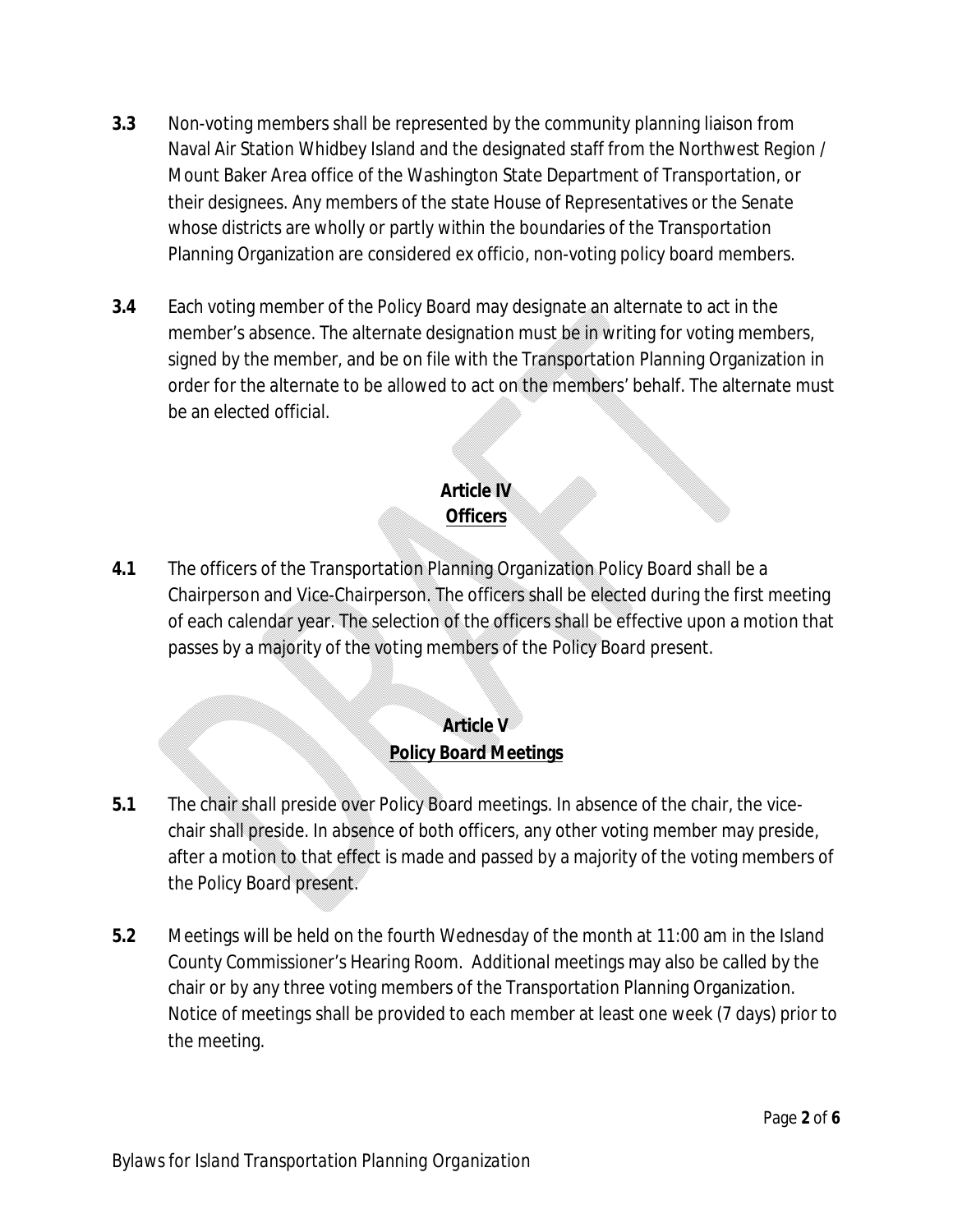**3.3** Non-voting members shall be represented by the community planning liaison from Naval Air Station Whidbey Island and the designated staff from the Northwest Region / Mount Baker Area office of the Washington State Department of Transportation, or their designees. Any members of the state House of Representatives or the Senate whose districts are wholly or partly within the boundaries of the Transportation Planning Organization are considered ex officio, non-voting policy board members.

**3.4** Each voting member of the Policy Board may designate an alternate to act in the member's absence. The alternate designation must be in writing for voting members, signed by the member, and be on file with the Transportation Planning Organization in order for the alternate to be allowed to act on the members' behalf. The alternate must be an elected official.

## Article IV
## <u>Officers</u>

**4.1** The officers of the Transportation Planning Organization Policy Board shall be a Chairperson and Vice-Chairperson. The officers shall be elected during the first meeting of each calendar year. The selection of the officers shall be effective upon a motion that passes by a majority of the voting members of the Policy Board present.

## Article V
## <u>Policy Board Meetings</u>

**5.1** The chair shall preside over Policy Board meetings. In absence of the chair, the vice-chair shall preside. In absence of both officers, any other voting member may preside, after a motion to that effect is made and passed by a majority of the voting members of the Policy Board present.

**5.2** Meetings will be held on the fourth Wednesday of the month at 11:00 am in the Island County Commissioner's Hearing Room. Additional meetings may also be called by the chair or by any three voting members of the Transportation Planning Organization. Notice of meetings shall be provided to each member at least one week (7 days) prior to the meeting.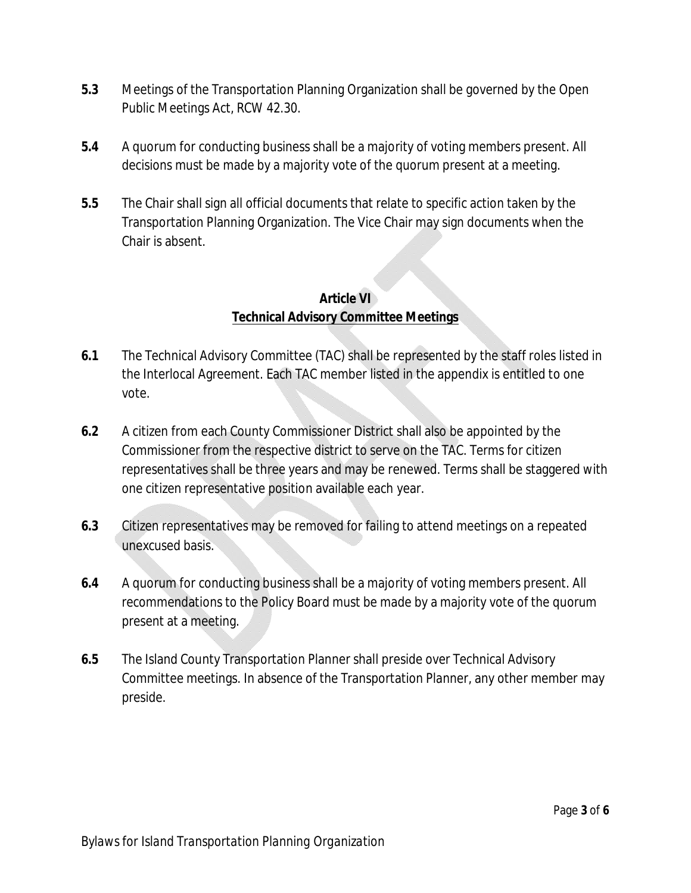**5.3** Meetings of the Transportation Planning Organization shall be governed by the Open Public Meetings Act, RCW 42.30.

**5.4** A quorum for conducting business shall be a majority of voting members present. All decisions must be made by a majority vote of the quorum present at a meeting.

**5.5** The Chair shall sign all official documents that relate to specific action taken by the Transportation Planning Organization. The Vice Chair may sign documents when the Chair is absent.

## **Article VI**
## **Technical Advisory Committee Meetings**

**6.1** The Technical Advisory Committee (TAC) shall be represented by the staff roles listed in the Interlocal Agreement. Each TAC member listed in the appendix is entitled to one vote.

**6.2** A citizen from each County Commissioner District shall also be appointed by the Commissioner from the respective district to serve on the TAC. Terms for citizen representatives shall be three years and may be renewed. Terms shall be staggered with one citizen representative position available each year.

**6.3** Citizen representatives may be removed for failing to attend meetings on a repeated unexcused basis.

**6.4** A quorum for conducting business shall be a majority of voting members present. All recommendations to the Policy Board must be made by a majority vote of the quorum present at a meeting.

**6.5** The Island County Transportation Planner shall preside over Technical Advisory Committee meetings. In absence of the Transportation Planner, any other member may preside.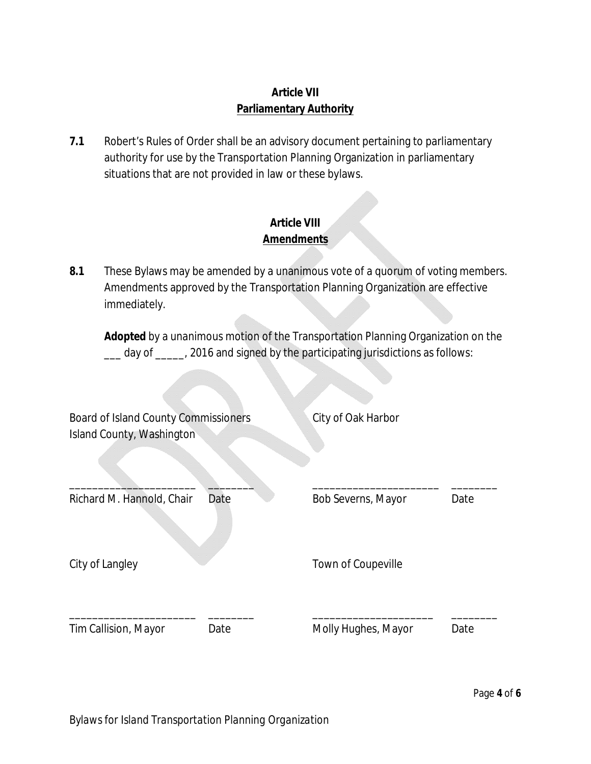## Article VII
## Parliamentary Authority

**7.1** Robert's Rules of Order shall be an advisory document pertaining to parliamentary authority for use by the Transportation Planning Organization in parliamentary situations that are not provided in law or these bylaws.

## Article VIII
## Amendments

**8.1** These Bylaws may be amended by a unanimous vote of a quorum of voting members. Amendments approved by the Transportation Planning Organization are effective immediately.

**Adopted** by a unanimous motion of the Transportation Planning Organization on the ___ day of _____, 2016 and signed by the participating jurisdictions as follows:

| Board of Island County Commissioners<br>Island County, Washington | | City of Oak Harbor | |
|---|---|---|---|
| ______________________ | ________ | ______________________ | ________ |
| Richard M. Hannold, Chair | Date | Bob Severns, Mayor | Date |
| City of Langley | | Town of Coupeville | |
| ______________________ | ________ | ______________________ | ________ |
| Tim Callision, Mayor | Date | Molly Hughes, Mayor | Date |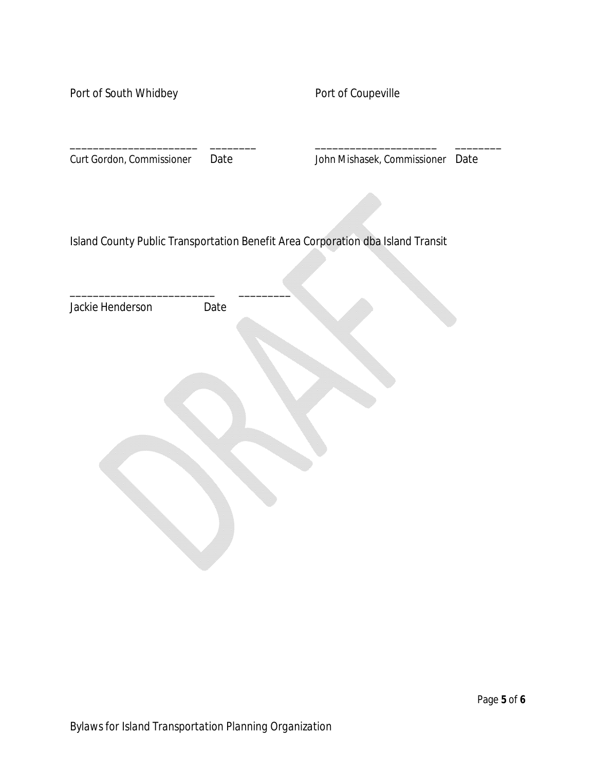Port of South Whidbey

______________________ ________
Curt Gordon, Commissioner Date

Port of Coupeville

_____________________ ________
John Mishasek, Commissioner Date

Island County Public Transportation Benefit Area Corporation dba Island Transit

________________________ _________
Jackie Henderson Date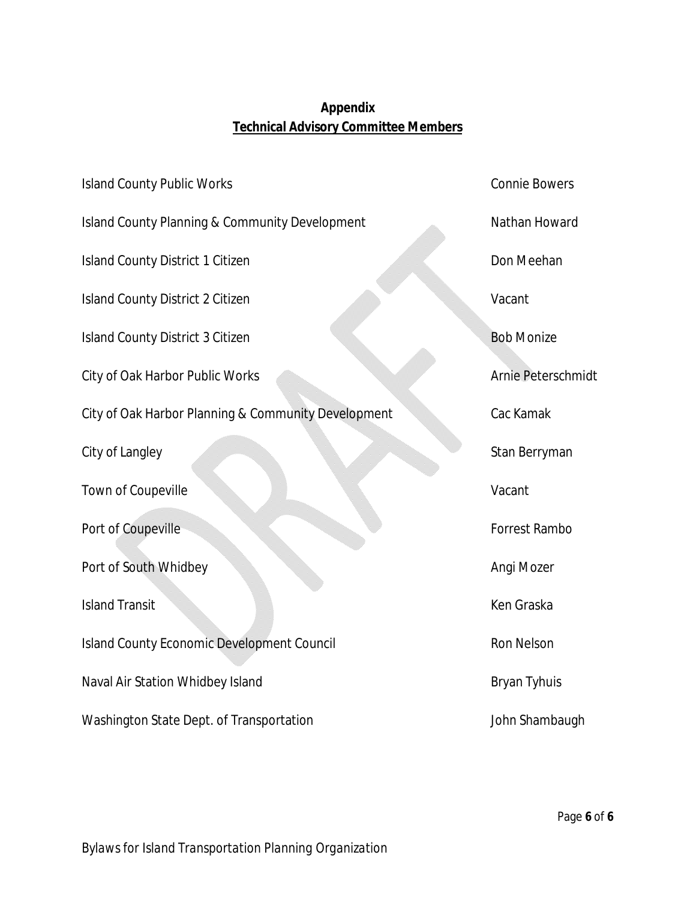## Appendix

## Technical Advisory Committee Members

| | |
|---|---|
| Island County Public Works | Connie Bowers |
| Island County Planning & Community Development | Nathan Howard |
| Island County District 1 Citizen | Don Meehan |
| Island County District 2 Citizen | Vacant |
| Island County District 3 Citizen | Bob Monize |
| City of Oak Harbor Public Works | Arnie Peterschmidt |
| City of Oak Harbor Planning & Community Development | Cac Kamak |
| City of Langley | Stan Berryman |
| Town of Coupeville | Vacant |
| Port of Coupeville | Forrest Rambo |
| Port of South Whidbey | Angi Mozer |
| Island Transit | Ken Graska |
| Island County Economic Development Council | Ron Nelson |
| Naval Air Station Whidbey Island | Bryan Tyhuis |
| Washington State Dept. of Transportation | John Shambaugh |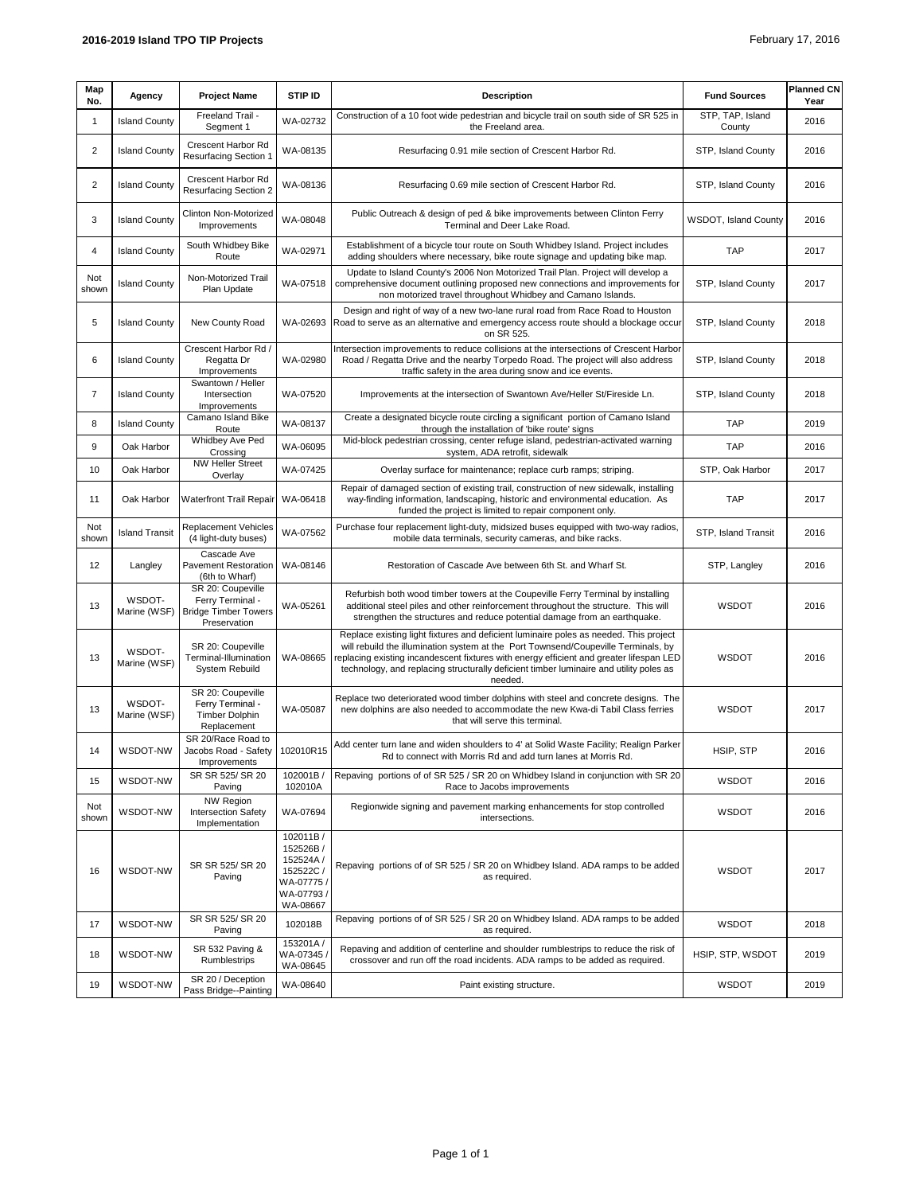## 2016-2019 Island TPO TIP Projects

February 17, 2016

| Map No. | Agency | Project Name | STIP ID | Description | Fund Sources | Planned CN Year |
|---|---|---|---|---|---|---|
| 1 | Island County | Freeland Trail - Segment 1 | WA-02732 | Construction of a 10 foot wide pedestrian and bicycle trail on south side of SR 525 in the Freeland area. | STP, TAP, Island County | 2016 |
| 2 | Island County | Crescent Harbor Rd Resurfacing Section 1 | WA-08135 | Resurfacing 0.91 mile section of Crescent Harbor Rd. | STP, Island County | 2016 |
| 2 | Island County | Crescent Harbor Rd Resurfacing Section 2 | WA-08136 | Resurfacing 0.69 mile section of Crescent Harbor Rd. | STP, Island County | 2016 |
| 3 | Island County | Clinton Non-Motorized Improvements | WA-08048 | Public Outreach & design of ped & bike improvements between Clinton Ferry Terminal and Deer Lake Road. | WSDOT, Island County | 2016 |
| 4 | Island County | South Whidbey Bike Route | WA-02971 | Establishment of a bicycle tour route on South Whidbey Island. Project includes adding shoulders where necessary, bike route signage and updating bike map. | TAP | 2017 |
| Not shown | Island County | Non-Motorized Trail Plan Update | WA-07518 | Update to Island County's 2006 Non Motorized Trail Plan. Project will develop a comprehensive document outlining proposed new connections and improvements for non motorized travel throughout Whidbey and Camano Islands. | STP, Island County | 2017 |
| 5 | Island County | New County Road | WA-02693 | Design and right of way of a new two-lane rural road from Race Road to Houston Road to serve as an alternative and emergency access route should a blockage occur on SR 525. | STP, Island County | 2018 |
| 6 | Island County | Crescent Harbor Rd / Regatta Dr Improvements | WA-02980 | Intersection improvements to reduce collisions at the intersections of Crescent Harbor Road / Regatta Drive and the nearby Torpedo Road. The project will also address traffic safety in the area during snow and ice events. | STP, Island County | 2018 |
| 7 | Island County | Swantown / Heller Intersection Improvements | WA-07520 | Improvements at the intersection of Swantown Ave/Heller St/Fireside Ln. | STP, Island County | 2018 |
| 8 | Island County | Camano Island Bike Route | WA-08137 | Create a designated bicycle route circling a significant portion of Camano Island through the installation of 'bike route' signs | TAP | 2019 |
| 9 | Oak Harbor | Whidbey Ave Ped Crossing | WA-06095 | Mid-block pedestrian crossing, center refuge island, pedestrian-activated warning system, ADA retrofit, sidewalk | TAP | 2016 |
| 10 | Oak Harbor | NW Heller Street Overlay | WA-07425 | Overlay surface for maintenance; replace curb ramps; striping. | STP, Oak Harbor | 2017 |
| 11 | Oak Harbor | Waterfront Trail Repair | WA-06418 | Repair of damaged section of existing trail, construction of new sidewalk, installing way-finding information, landscaping, historic and environmental education. As funded the project is limited to repair component only. | TAP | 2017 |
| Not shown | Island Transit | Replacement Vehicles (4 light-duty buses) | WA-07562 | Purchase four replacement light-duty, midsized buses equipped with two-way radios, mobile data terminals, security cameras, and bike racks. | STP, Island Transit | 2016 |
| 12 | Langley | Cascade Ave Pavement Restoration (6th to Wharf) | WA-08146 | Restoration of Cascade Ave between 6th St. and Wharf St. | STP, Langley | 2016 |
| 13 | WSDOT-Marine (WSF) | SR 20: Coupeville Ferry Terminal - Bridge Timber Towers Preservation | WA-05261 | Refurbish both wood timber towers at the Coupeville Ferry Terminal by installing additional steel piles and other reinforcement throughout the structure. This will strengthen the structures and reduce potential damage from an earthquake. | WSDOT | 2016 |
| 13 | WSDOT-Marine (WSF) | SR 20: Coupeville Terminal-Illumination System Rebuild | WA-08665 | Replace existing light fixtures and deficient luminaire poles as needed. This project will rebuild the illumination system at the Port Townsend/Coupeville Terminals, by replacing existing incandescent fixtures with energy efficient and greater lifespan LED technology, and replacing structurally deficient timber luminaire and utility poles as needed. | WSDOT | 2016 |
| 13 | WSDOT-Marine (WSF) | SR 20: Coupeville Ferry Terminal - Timber Dolphin Replacement | WA-05087 | Replace two deteriorated wood timber dolphins with steel and concrete designs. The new dolphins are also needed to accommodate the new Kwa-di Tabil Class ferries that will serve this terminal. | WSDOT | 2017 |
| 14 | WSDOT-NW | SR 20/Race Road to Jacobs Road - Safety Improvements | 102010R15 | Add center turn lane and widen shoulders to 4' at Solid Waste Facility; Realign Parker Rd to connect with Morris Rd and add turn lanes at Morris Rd. | HSIP, STP | 2016 |
| 15 | WSDOT-NW | SR SR 525/ SR 20 Paving | 102001B / 102010A | Repaving portions of of SR 525 / SR 20 on Whidbey Island in conjunction with SR 20 Race to Jacobs improvements | WSDOT | 2016 |
| Not shown | WSDOT-NW | NW Region Intersection Safety Implementation | WA-07694 | Regionwide signing and pavement marking enhancements for stop controlled intersections. | WSDOT | 2016 |
| 16 | WSDOT-NW | SR SR 525/ SR 20 Paving | 102011B / 152526B / 152524A / 152522C / WA-07775 / WA-07793 / WA-08667 | Repaving portions of of SR 525 / SR 20 on Whidbey Island. ADA ramps to be added as required. | WSDOT | 2017 |
| 17 | WSDOT-NW | SR SR 525/ SR 20 Paving | 102018B | Repaving portions of of SR 525 / SR 20 on Whidbey Island. ADA ramps to be added as required. | WSDOT | 2018 |
| 18 | WSDOT-NW | SR 532 Paving & Rumblestrips | 153201A / WA-07345 / WA-08645 | Repaving and addition of centerline and shoulder rumblestrips to reduce the risk of crossover and run off the road incidents. ADA ramps to be added as required. | HSIP, STP, WSDOT | 2019 |
| 19 | WSDOT-NW | SR 20 / Deception Pass Bridge--Painting | WA-08640 | Paint existing structure. | WSDOT | 2019 |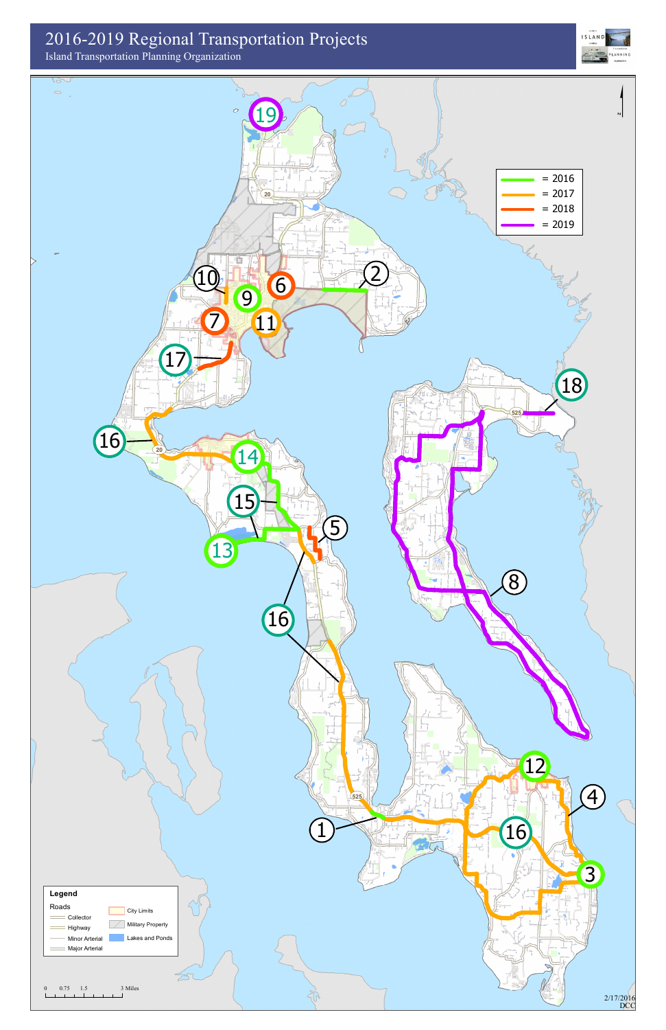# 2016-2019 Regional Transportation Projects

Island Transportation Planning Organization

= 2016
= 2017
= 2018
= 2019

19
20
2
10
6
9
7
11
17
18
525
16
20
14
15
5
13
8
16
525
12
4
1
16
3

Legend

Roads

Collector
Highway
Minor Arterial
Major Arterial

City Limits
Military Property
Lakes and Ponds

0 0.75 1.5 3 Miles

2/17/2016
DCC